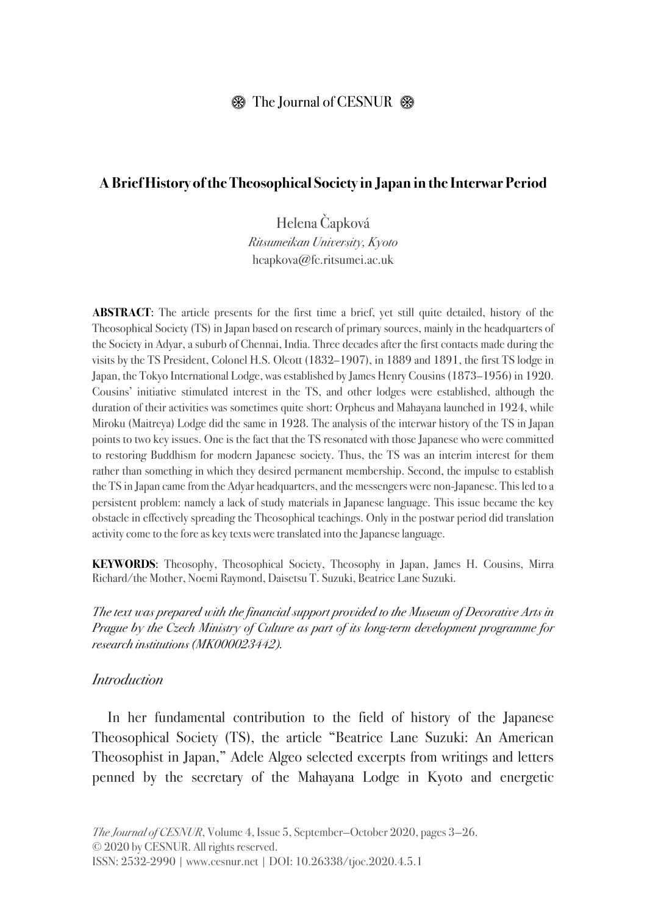## A Brief History of the Theosophical Society in Japan in the Interwar Period

Helena Čapková
*Ritsumeikan University, Kyoto*
hcapkova@fc.ritsumei.ac.uk

**ABSTRACT**: The article presents for the first time a brief, yet still quite detailed, history of the Theosophical Society (TS) in Japan based on research of primary sources, mainly in the headquarters of the Society in Adyar, a suburb of Chennai, India. Three decades after the first contacts made during the visits by the TS President, Colonel H.S. Olcott (1832–1907), in 1889 and 1891, the first TS lodge in Japan, the Tokyo International Lodge, was established by James Henry Cousins (1873–1956) in 1920. Cousins' initiative stimulated interest in the TS, and other lodges were established, although the duration of their activities was sometimes quite short: Orpheus and Mahayana launched in 1924, while Miroku (Maitreya) Lodge did the same in 1928. The analysis of the interwar history of the TS in Japan points to two key issues. One is the fact that the TS resonated with those Japanese who were committed to restoring Buddhism for modern Japanese society. Thus, the TS was an interim interest for them rather than something in which they desired permanent membership. Second, the impulse to establish the TS in Japan came from the Adyar headquarters, and the messengers were non-Japanese. This led to a persistent problem: namely a lack of study materials in Japanese language. This issue became the key obstacle in effectively spreading the Theosophical teachings. Only in the postwar period did translation activity come to the fore as key texts were translated into the Japanese language.

**KEYWORDS**: Theosophy, Theosophical Society, Theosophy in Japan, James H. Cousins, Mirra Richard/the Mother, Noemi Raymond, Daisetsu T. Suzuki, Beatrice Lane Suzuki.

*The text was prepared with the financial support provided to the Museum of Decorative Arts in Prague by the Czech Ministry of Culture as part of its long-term development programme for research institutions (MK000023442).*

### *Introduction*

In her fundamental contribution to the field of history of the Japanese Theosophical Society (TS), the article "Beatrice Lane Suzuki: An American Theosophist in Japan," Adele Algeo selected excerpts from writings and letters penned by the secretary of the Mahayana Lodge in Kyoto and energetic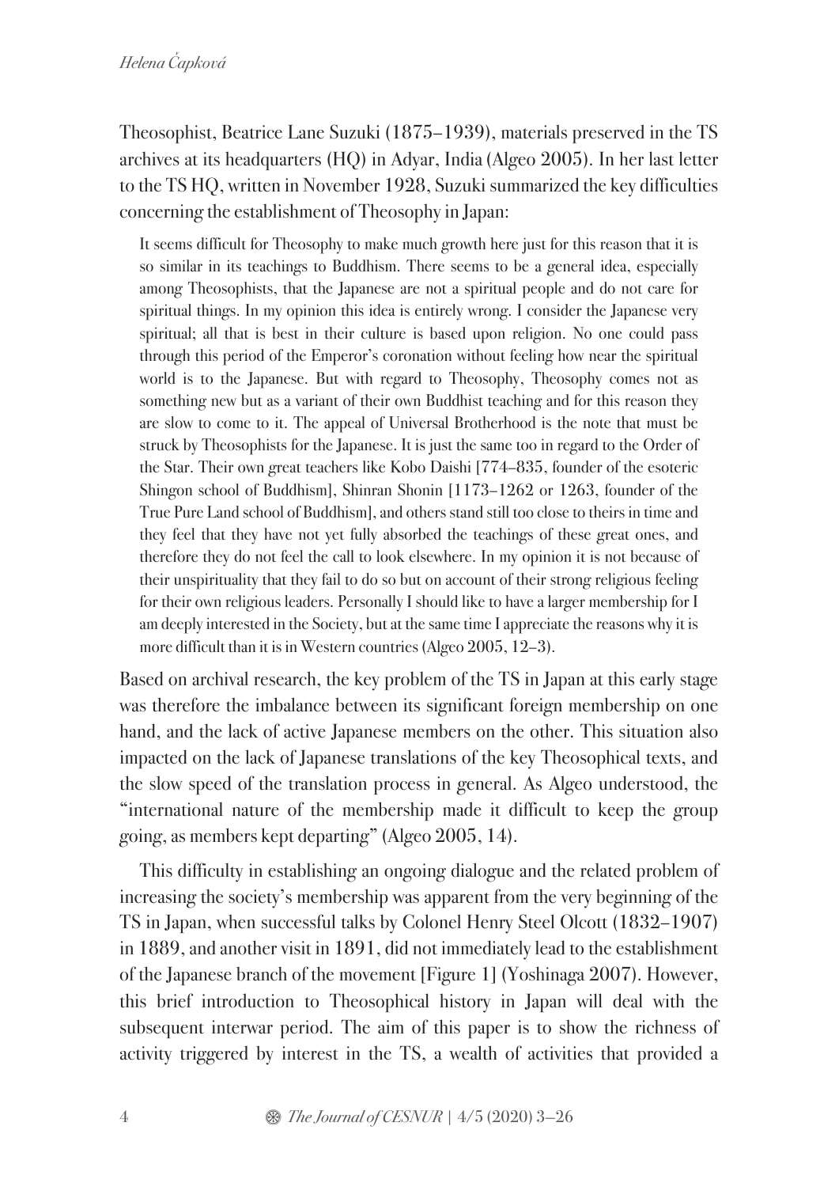Theosophist, Beatrice Lane Suzuki (1875–1939), materials preserved in the TS archives at its headquarters (HQ) in Adyar, India (Algeo 2005). In her last letter to the TS HQ, written in November 1928, Suzuki summarized the key difficulties concerning the establishment of Theosophy in Japan:

> It seems difficult for Theosophy to make much growth here just for this reason that it is so similar in its teachings to Buddhism. There seems to be a general idea, especially among Theosophists, that the Japanese are not a spiritual people and do not care for spiritual things. In my opinion this idea is entirely wrong. I consider the Japanese very spiritual; all that is best in their culture is based upon religion. No one could pass through this period of the Emperor's coronation without feeling how near the spiritual world is to the Japanese. But with regard to Theosophy, Theosophy comes not as something new but as a variant of their own Buddhist teaching and for this reason they are slow to come to it. The appeal of Universal Brotherhood is the note that must be struck by Theosophists for the Japanese. It is just the same too in regard to the Order of the Star. Their own great teachers like Kobo Daishi [774–835, founder of the esoteric Shingon school of Buddhism], Shinran Shonin [1173–1262 or 1263, founder of the True Pure Land school of Buddhism], and others stand still too close to theirs in time and they feel that they have not yet fully absorbed the teachings of these great ones, and therefore they do not feel the call to look elsewhere. In my opinion it is not because of their unspirituality that they fail to do so but on account of their strong religious feeling for their own religious leaders. Personally I should like to have a larger membership for I am deeply interested in the Society, but at the same time I appreciate the reasons why it is more difficult than it is in Western countries (Algeo 2005, 12–3).

Based on archival research, the key problem of the TS in Japan at this early stage was therefore the imbalance between its significant foreign membership on one hand, and the lack of active Japanese members on the other. This situation also impacted on the lack of Japanese translations of the key Theosophical texts, and the slow speed of the translation process in general. As Algeo understood, the "international nature of the membership made it difficult to keep the group going, as members kept departing" (Algeo 2005, 14).

This difficulty in establishing an ongoing dialogue and the related problem of increasing the society's membership was apparent from the very beginning of the TS in Japan, when successful talks by Colonel Henry Steel Olcott (1832–1907) in 1889, and another visit in 1891, did not immediately lead to the establishment of the Japanese branch of the movement [Figure 1] (Yoshinaga 2007). However, this brief introduction to Theosophical history in Japan will deal with the subsequent interwar period. The aim of this paper is to show the richness of activity triggered by interest in the TS, a wealth of activities that provided a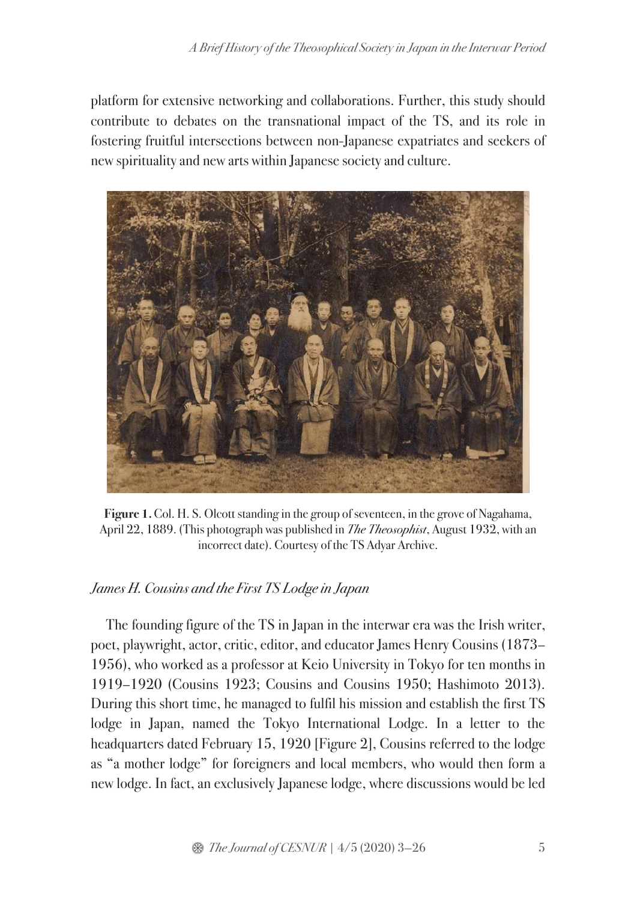platform for extensive networking and collaborations. Further, this study should contribute to debates on the transnational impact of the TS, and its role in fostering fruitful intersections between non-Japanese expatriates and seekers of new spirituality and new arts within Japanese society and culture.

**Figure 1.** Col. H. S. Olcott standing in the group of seventeen, in the grove of Nagahama, April 22, 1889. (This photograph was published in *The Theosophist*, August 1932, with an incorrect date). Courtesy of the TS Adyar Archive.

### *James H. Cousins and the First TS Lodge in Japan*

The founding figure of the TS in Japan in the interwar era was the Irish writer, poet, playwright, actor, critic, editor, and educator James Henry Cousins (1873–1956), who worked as a professor at Keio University in Tokyo for ten months in 1919–1920 (Cousins 1923; Cousins and Cousins 1950; Hashimoto 2013). During this short time, he managed to fulfil his mission and establish the first TS lodge in Japan, named the Tokyo International Lodge. In a letter to the headquarters dated February 15, 1920 [Figure 2], Cousins referred to the lodge as "a mother lodge" for foreigners and local members, who would then form a new lodge. In fact, an exclusively Japanese lodge, where discussions would be led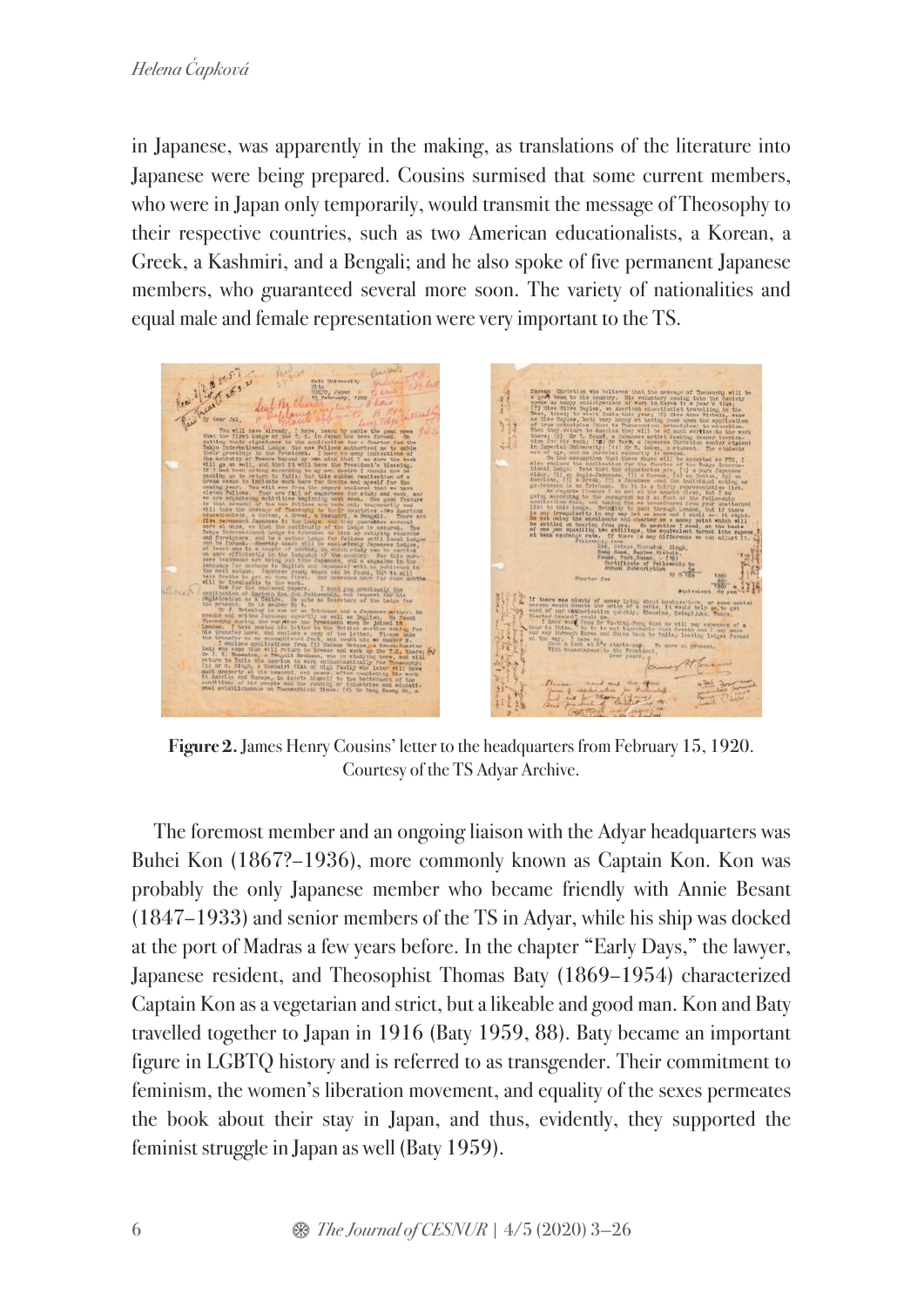in Japanese, was apparently in the making, as translations of the literature into Japanese were being prepared. Cousins surmised that some current members, who were in Japan only temporarily, would transmit the message of Theosophy to their respective countries, such as two American educationalists, a Korean, a Greek, a Kashmiri, and a Bengali; and he also spoke of five permanent Japanese members, who guaranteed several more soon. The variety of nationalities and equal male and female representation were very important to the TS.

**Figure 2.** James Henry Cousins' letter to the headquarters from February 15, 1920. Courtesy of the TS Adyar Archive.

The foremost member and an ongoing liaison with the Adyar headquarters was Buhei Kon (1867?–1936), more commonly known as Captain Kon. Kon was probably the only Japanese member who became friendly with Annie Besant (1847–1933) and senior members of the TS in Adyar, while his ship was docked at the port of Madras a few years before. In the chapter "Early Days," the lawyer, Japanese resident, and Theosophist Thomas Baty (1869–1954) characterized Captain Kon as a vegetarian and strict, but a likeable and good man. Kon and Baty travelled together to Japan in 1916 (Baty 1959, 88). Baty became an important figure in LGBTQ history and is referred to as transgender. Their commitment to feminism, the women's liberation movement, and equality of the sexes permeates the book about their stay in Japan, and thus, evidently, they supported the feminist struggle in Japan as well (Baty 1959).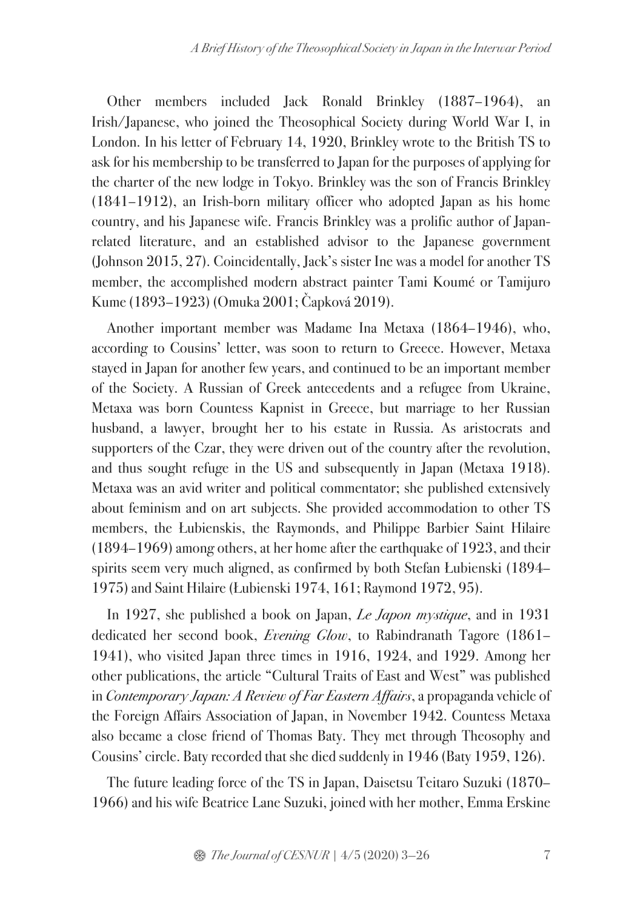Other members included Jack Ronald Brinkley (1887–1964), an Irish/Japanese, who joined the Theosophical Society during World War I, in London. In his letter of February 14, 1920, Brinkley wrote to the British TS to ask for his membership to be transferred to Japan for the purposes of applying for the charter of the new lodge in Tokyo. Brinkley was the son of Francis Brinkley (1841–1912), an Irish-born military officer who adopted Japan as his home country, and his Japanese wife. Francis Brinkley was a prolific author of Japan-related literature, and an established advisor to the Japanese government (Johnson 2015, 27). Coincidentally, Jack's sister Ine was a model for another TS member, the accomplished modern abstract painter Tami Koumé or Tamijuro Kume (1893–1923) (Omuka 2001; Čapková 2019).

Another important member was Madame Ina Metaxa (1864–1946), who, according to Cousins' letter, was soon to return to Greece. However, Metaxa stayed in Japan for another few years, and continued to be an important member of the Society. A Russian of Greek antecedents and a refugee from Ukraine, Metaxa was born Countess Kapnist in Greece, but marriage to her Russian husband, a lawyer, brought her to his estate in Russia. As aristocrats and supporters of the Czar, they were driven out of the country after the revolution, and thus sought refuge in the US and subsequently in Japan (Metaxa 1918). Metaxa was an avid writer and political commentator; she published extensively about feminism and on art subjects. She provided accommodation to other TS members, the Łubienskis, the Raymonds, and Philippe Barbier Saint Hilaire (1894–1969) among others, at her home after the earthquake of 1923, and their spirits seem very much aligned, as confirmed by both Stefan Łubienski (1894–1975) and Saint Hilaire (Łubienski 1974, 161; Raymond 1972, 95).

In 1927, she published a book on Japan, *Le Japon mystique*, and in 1931 dedicated her second book, *Evening Glow*, to Rabindranath Tagore (1861–1941), who visited Japan three times in 1916, 1924, and 1929. Among her other publications, the article "Cultural Traits of East and West" was published in *Contemporary Japan: A Review of Far Eastern Affairs*, a propaganda vehicle of the Foreign Affairs Association of Japan, in November 1942. Countess Metaxa also became a close friend of Thomas Baty. They met through Theosophy and Cousins' circle. Baty recorded that she died suddenly in 1946 (Baty 1959, 126).

The future leading force of the TS in Japan, Daisetsu Teitaro Suzuki (1870–1966) and his wife Beatrice Lane Suzuki, joined with her mother, Emma Erskine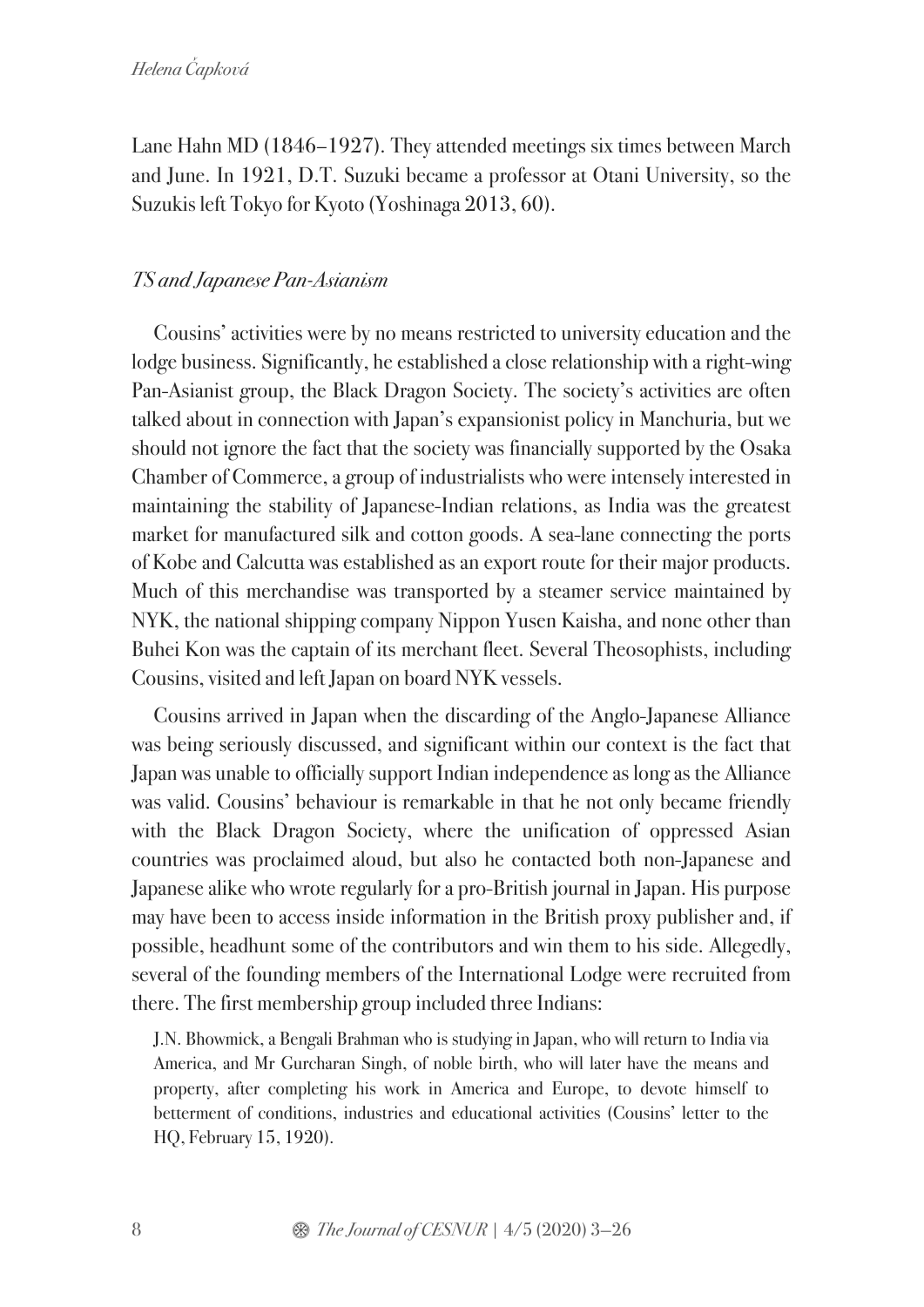Lane Hahn MD (1846–1927). They attended meetings six times between March and June. In 1921, D.T. Suzuki became a professor at Otani University, so the Suzukis left Tokyo for Kyoto (Yoshinaga 2013, 60).

### *TS and Japanese Pan-Asianism*

Cousins' activities were by no means restricted to university education and the lodge business. Significantly, he established a close relationship with a right-wing Pan-Asianist group, the Black Dragon Society. The society's activities are often talked about in connection with Japan's expansionist policy in Manchuria, but we should not ignore the fact that the society was financially supported by the Osaka Chamber of Commerce, a group of industrialists who were intensely interested in maintaining the stability of Japanese-Indian relations, as India was the greatest market for manufactured silk and cotton goods. A sea-lane connecting the ports of Kobe and Calcutta was established as an export route for their major products. Much of this merchandise was transported by a steamer service maintained by NYK, the national shipping company Nippon Yusen Kaisha, and none other than Buhei Kon was the captain of its merchant fleet. Several Theosophists, including Cousins, visited and left Japan on board NYK vessels.

Cousins arrived in Japan when the discarding of the Anglo-Japanese Alliance was being seriously discussed, and significant within our context is the fact that Japan was unable to officially support Indian independence as long as the Alliance was valid. Cousins' behaviour is remarkable in that he not only became friendly with the Black Dragon Society, where the unification of oppressed Asian countries was proclaimed aloud, but also he contacted both non-Japanese and Japanese alike who wrote regularly for a pro-British journal in Japan. His purpose may have been to access inside information in the British proxy publisher and, if possible, headhunt some of the contributors and win them to his side. Allegedly, several of the founding members of the International Lodge were recruited from there. The first membership group included three Indians:

> J.N. Bhowmick, a Bengali Brahman who is studying in Japan, who will return to India via America, and Mr Gurcharan Singh, of noble birth, who will later have the means and property, after completing his work in America and Europe, to devote himself to betterment of conditions, industries and educational activities (Cousins' letter to the HQ, February 15, 1920).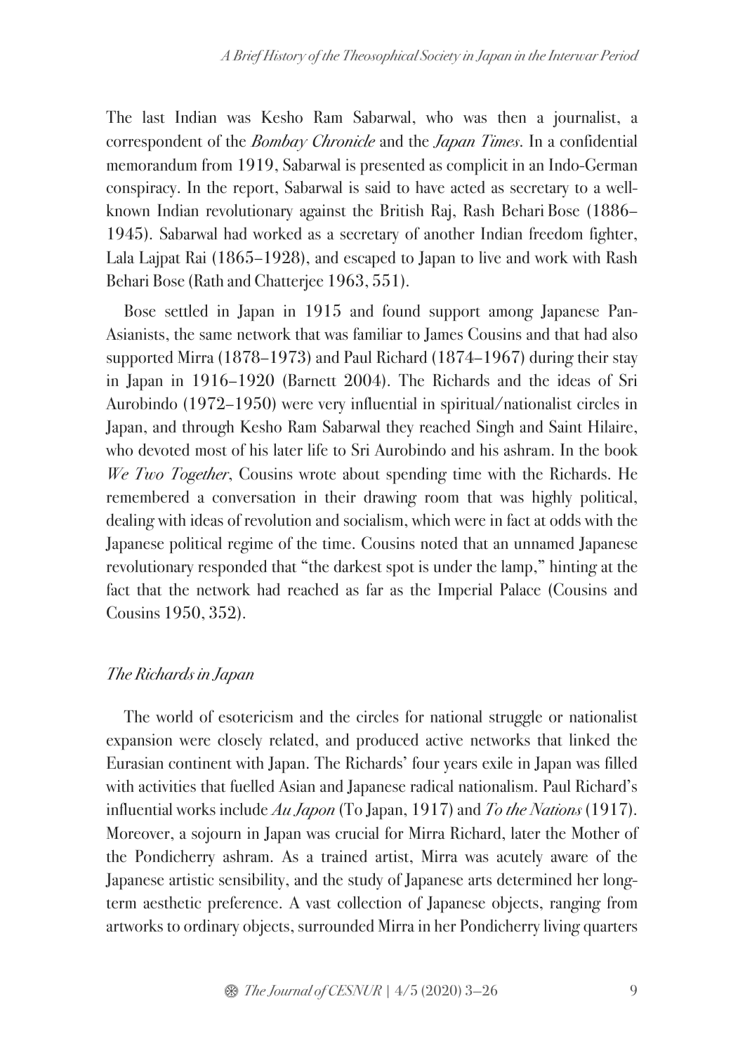The last Indian was Kesho Ram Sabarwal, who was then a journalist, a correspondent of the *Bombay Chronicle* and the *Japan Times*. In a confidential memorandum from 1919, Sabarwal is presented as complicit in an Indo-German conspiracy. In the report, Sabarwal is said to have acted as secretary to a well-known Indian revolutionary against the British Raj, Rash Behari Bose (1886–1945). Sabarwal had worked as a secretary of another Indian freedom fighter, Lala Lajpat Rai (1865–1928), and escaped to Japan to live and work with Rash Behari Bose (Rath and Chatterjee 1963, 551).

Bose settled in Japan in 1915 and found support among Japanese Pan-Asianists, the same network that was familiar to James Cousins and that had also supported Mirra (1878–1973) and Paul Richard (1874–1967) during their stay in Japan in 1916–1920 (Barnett 2004). The Richards and the ideas of Sri Aurobindo (1972–1950) were very influential in spiritual/nationalist circles in Japan, and through Kesho Ram Sabarwal they reached Singh and Saint Hilaire, who devoted most of his later life to Sri Aurobindo and his ashram. In the book *We Two Together*, Cousins wrote about spending time with the Richards. He remembered a conversation in their drawing room that was highly political, dealing with ideas of revolution and socialism, which were in fact at odds with the Japanese political regime of the time. Cousins noted that an unnamed Japanese revolutionary responded that "the darkest spot is under the lamp," hinting at the fact that the network had reached as far as the Imperial Palace (Cousins and Cousins 1950, 352).

### *The Richards in Japan*

The world of esotericism and the circles for national struggle or nationalist expansion were closely related, and produced active networks that linked the Eurasian continent with Japan. The Richards' four years exile in Japan was filled with activities that fuelled Asian and Japanese radical nationalism. Paul Richard's influential works include *Au Japon* (To Japan, 1917) and *To the Nations* (1917). Moreover, a sojourn in Japan was crucial for Mirra Richard, later the Mother of the Pondicherry ashram. As a trained artist, Mirra was acutely aware of the Japanese artistic sensibility, and the study of Japanese arts determined her long-term aesthetic preference. A vast collection of Japanese objects, ranging from artworks to ordinary objects, surrounded Mirra in her Pondicherry living quarters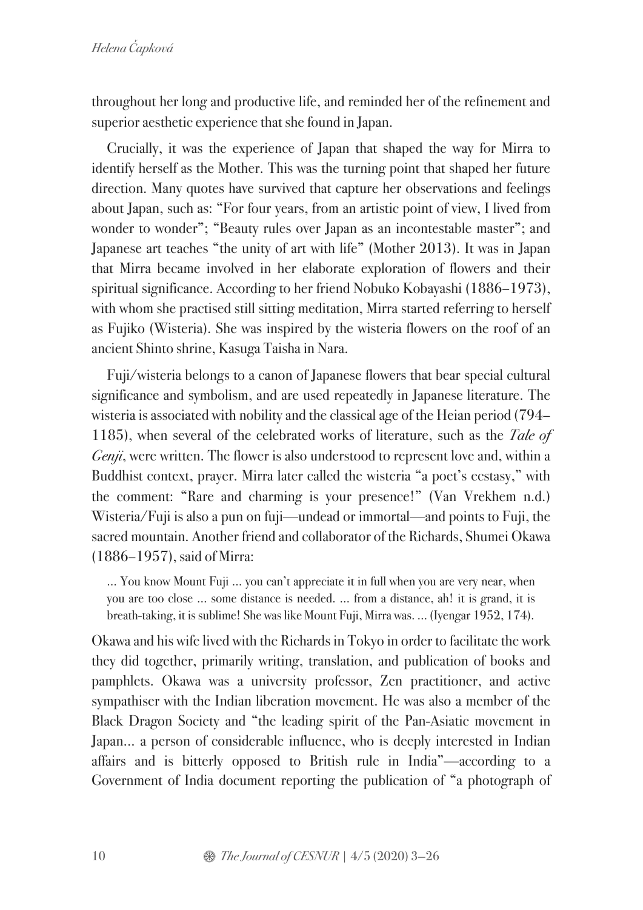throughout her long and productive life, and reminded her of the refinement and superior aesthetic experience that she found in Japan.

Crucially, it was the experience of Japan that shaped the way for Mirra to identify herself as the Mother. This was the turning point that shaped her future direction. Many quotes have survived that capture her observations and feelings about Japan, such as: "For four years, from an artistic point of view, I lived from wonder to wonder"; "Beauty rules over Japan as an incontestable master"; and Japanese art teaches "the unity of art with life" (Mother 2013). It was in Japan that Mirra became involved in her elaborate exploration of flowers and their spiritual significance. According to her friend Nobuko Kobayashi (1886–1973), with whom she practised still sitting meditation, Mirra started referring to herself as Fujiko (Wisteria). She was inspired by the wisteria flowers on the roof of an ancient Shinto shrine, Kasuga Taisha in Nara.

Fuji/wisteria belongs to a canon of Japanese flowers that bear special cultural significance and symbolism, and are used repeatedly in Japanese literature. The wisteria is associated with nobility and the classical age of the Heian period (794–1185), when several of the celebrated works of literature, such as the *Tale of Genji*, were written. The flower is also understood to represent love and, within a Buddhist context, prayer. Mirra later called the wisteria "a poet's ecstasy," with the comment: "Rare and charming is your presence!" (Van Vrekhem n.d.) Wisteria/Fuji is also a pun on fuji—undead or immortal—and points to Fuji, the sacred mountain. Another friend and collaborator of the Richards, Shumei Okawa (1886–1957), said of Mirra:

> ... You know Mount Fuji ... you can't appreciate it in full when you are very near, when you are too close ... some distance is needed. ... from a distance, ah! it is grand, it is breath-taking, it is sublime! She was like Mount Fuji, Mirra was. ... (Iyengar 1952, 174).

Okawa and his wife lived with the Richards in Tokyo in order to facilitate the work they did together, primarily writing, translation, and publication of books and pamphlets. Okawa was a university professor, Zen practitioner, and active sympathiser with the Indian liberation movement. He was also a member of the Black Dragon Society and "the leading spirit of the Pan-Asiatic movement in Japan... a person of considerable influence, who is deeply interested in Indian affairs and is bitterly opposed to British rule in India"—according to a Government of India document reporting the publication of "a photograph of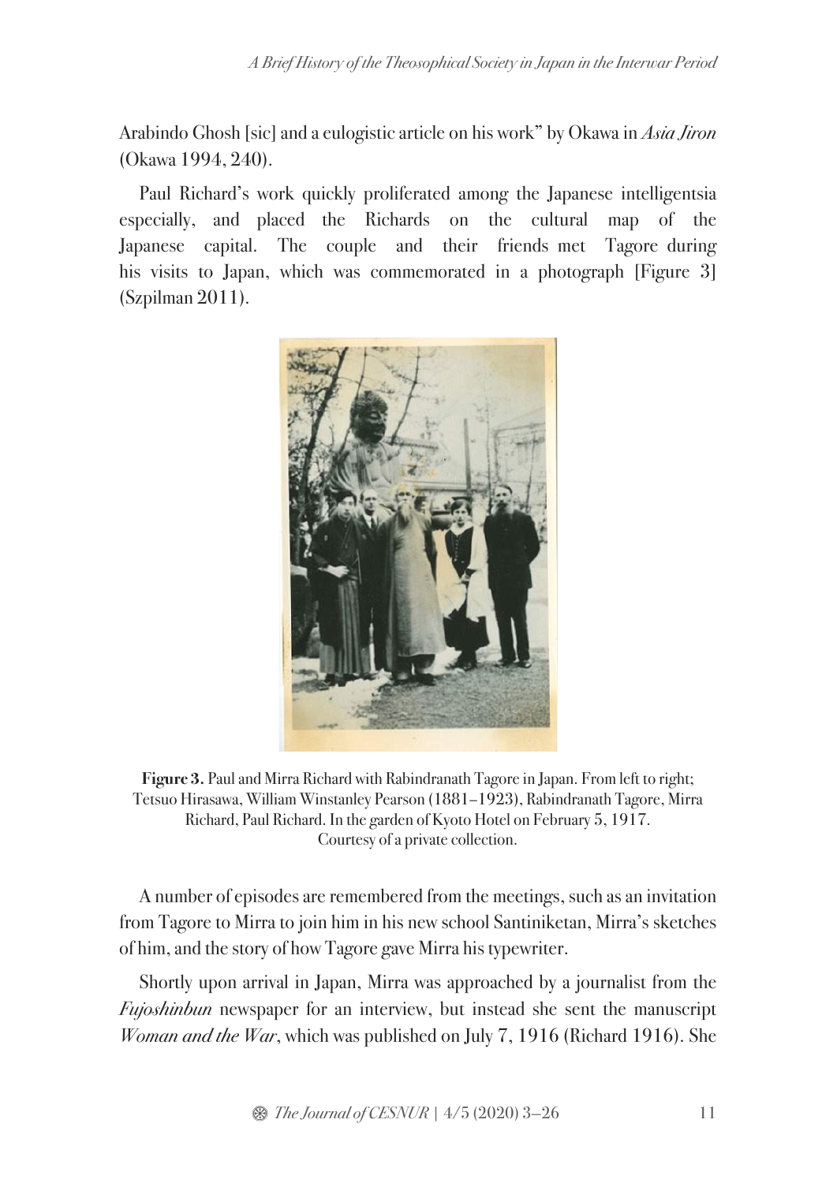Arabindo Ghosh [sic] and a eulogistic article on his work" by Okawa in *Asia Jiron* (Okawa 1994, 240).

Paul Richard's work quickly proliferated among the Japanese intelligentsia especially, and placed the Richards on the cultural map of the Japanese capital. The couple and their friends met Tagore during his visits to Japan, which was commemorated in a photograph [Figure 3] (Szpilman 2011).

**Figure 3.** Paul and Mirra Richard with Rabindranath Tagore in Japan. From left to right; Tetsuo Hirasawa, William Winstanley Pearson (1881–1923), Rabindranath Tagore, Mirra Richard, Paul Richard. In the garden of Kyoto Hotel on February 5, 1917. Courtesy of a private collection.

A number of episodes are remembered from the meetings, such as an invitation from Tagore to Mirra to join him in his new school Santiniketan, Mirra's sketches of him, and the story of how Tagore gave Mirra his typewriter.

Shortly upon arrival in Japan, Mirra was approached by a journalist from the *Fujoshinbun* newspaper for an interview, but instead she sent the manuscript *Woman and the War*, which was published on July 7, 1916 (Richard 1916). She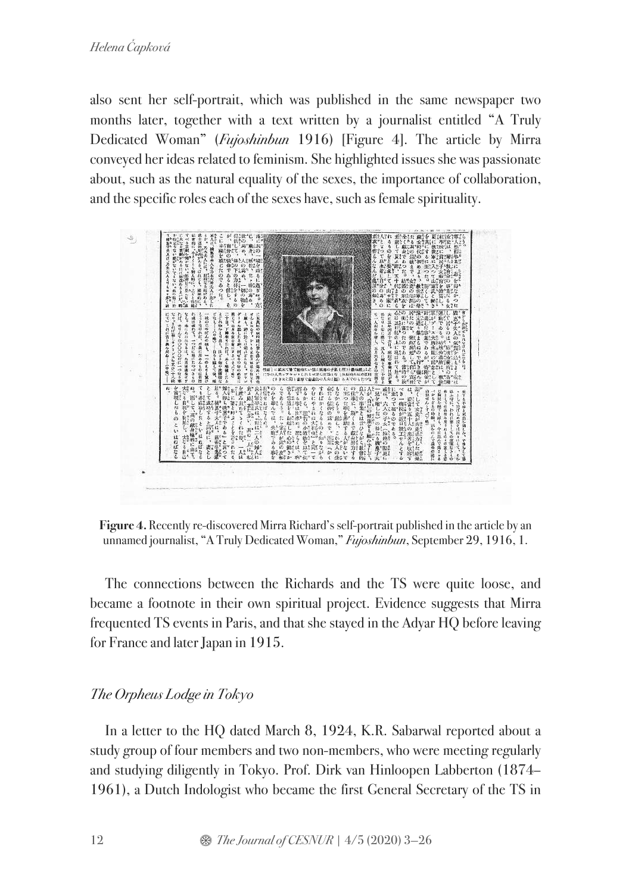also sent her self-portrait, which was published in the same newspaper two months later, together with a text written by a journalist entitled "A Truly Dedicated Woman" (*Fujoshinbun* 1916) [Figure 4]. The article by Mirra conveyed her ideas related to feminism. She highlighted issues she was passionate about, such as the natural equality of the sexes, the importance of collaboration, and the specific roles each of the sexes have, such as female spirituality.

**Figure 4.** Recently re-discovered Mirra Richard's self-portrait published in the article by an unnamed journalist, "A Truly Dedicated Woman," *Fujoshinbun*, September 29, 1916, 1.

The connections between the Richards and the TS were quite loose, and became a footnote in their own spiritual project. Evidence suggests that Mirra frequented TS events in Paris, and that she stayed in the Adyar HQ before leaving for France and later Japan in 1915.

## *The Orpheus Lodge in Tokyo*

In a letter to the HQ dated March 8, 1924, K.R. Sabarwal reported about a study group of four members and two non-members, who were meeting regularly and studying diligently in Tokyo. Prof. Dirk van Hinloopen Labberton (1874–1961), a Dutch Indologist who became the first General Secretary of the TS in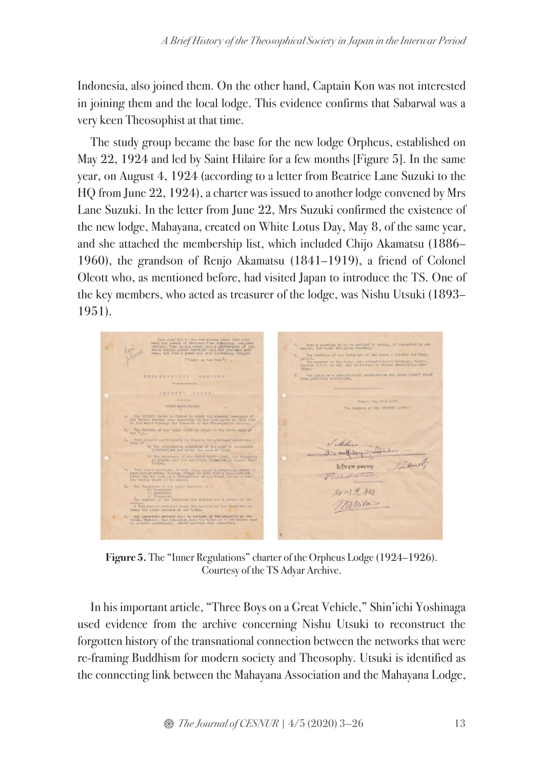Indonesia, also joined them. On the other hand, Captain Kon was not interested in joining them and the local lodge. This evidence confirms that Sabarwal was a very keen Theosophist at that time.

The study group became the base for the new lodge Orpheus, established on May 22, 1924 and led by Saint Hilaire for a few months [Figure 5]. In the same year, on August 4, 1924 (according to a letter from Beatrice Lane Suzuki to the HQ from June 22, 1924), a charter was issued to another lodge convened by Mrs Lane Suzuki. In the letter from June 22, Mrs Suzuki confirmed the existence of the new lodge, Mahayana, created on White Lotus Day, May 8, of the same year, and she attached the membership list, which included Chijo Akamatsu (1886–1960), the grandson of Renjo Akamatsu (1841–1919), a friend of Colonel Olcott who, as mentioned before, had visited Japan to introduce the TS. One of the key members, who acted as treasurer of the lodge, was Nishu Utsuki (1893–1951).

**Figure 5.** The "Inner Regulations" charter of the Orpheus Lodge (1924–1926). Courtesy of the TS Adyar Archive.

In his important article, "Three Boys on a Great Vehicle," Shin'ichi Yoshinaga used evidence from the archive concerning Nishu Utsuki to reconstruct the forgotten history of the transnational connection between the networks that were re-framing Buddhism for modern society and Theosophy. Utsuki is identified as the connecting link between the Mahayana Association and the Mahayana Lodge,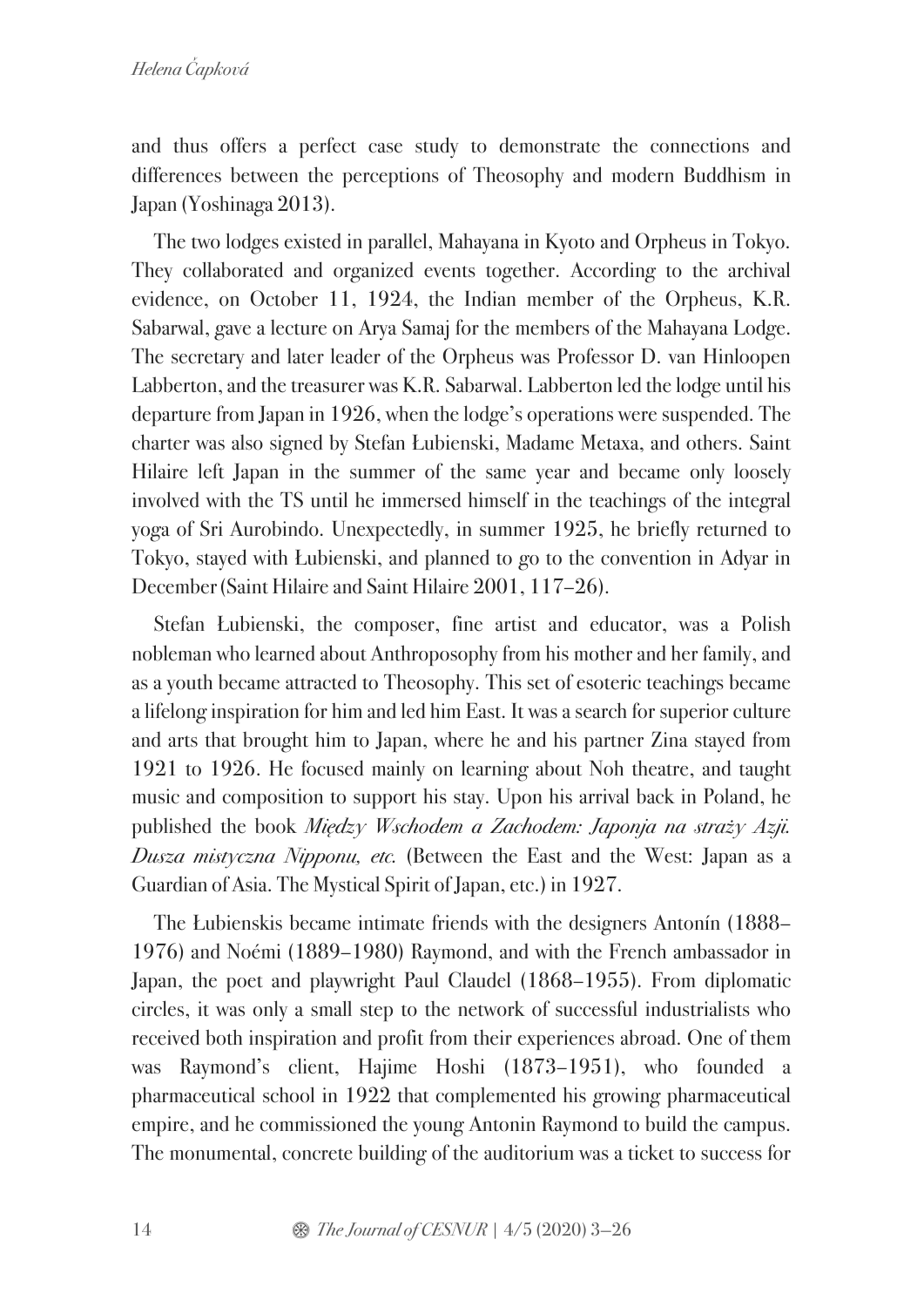and thus offers a perfect case study to demonstrate the connections and differences between the perceptions of Theosophy and modern Buddhism in Japan (Yoshinaga 2013).

The two lodges existed in parallel, Mahayana in Kyoto and Orpheus in Tokyo. They collaborated and organized events together. According to the archival evidence, on October 11, 1924, the Indian member of the Orpheus, K.R. Sabarwal, gave a lecture on Arya Samaj for the members of the Mahayana Lodge. The secretary and later leader of the Orpheus was Professor D. van Hinloopen Labberton, and the treasurer was K.R. Sabarwal. Labberton led the lodge until his departure from Japan in 1926, when the lodge's operations were suspended. The charter was also signed by Stefan Łubienski, Madame Metaxa, and others. Saint Hilaire left Japan in the summer of the same year and became only loosely involved with the TS until he immersed himself in the teachings of the integral yoga of Sri Aurobindo. Unexpectedly, in summer 1925, he briefly returned to Tokyo, stayed with Łubienski, and planned to go to the convention in Adyar in December (Saint Hilaire and Saint Hilaire 2001, 117–26).

Stefan Łubienski, the composer, fine artist and educator, was a Polish nobleman who learned about Anthroposophy from his mother and her family, and as a youth became attracted to Theosophy. This set of esoteric teachings became a lifelong inspiration for him and led him East. It was a search for superior culture and arts that brought him to Japan, where he and his partner Zina stayed from 1921 to 1926. He focused mainly on learning about Noh theatre, and taught music and composition to support his stay. Upon his arrival back in Poland, he published the book *Między Wschodem a Zachodem: Japonja na straży Azji. Dusza mistyczna Nipponu, etc.* (Between the East and the West: Japan as a Guardian of Asia. The Mystical Spirit of Japan, etc.) in 1927.

The Łubienskis became intimate friends with the designers Antonín (1888–1976) and Noémi (1889–1980) Raymond, and with the French ambassador in Japan, the poet and playwright Paul Claudel (1868–1955). From diplomatic circles, it was only a small step to the network of successful industrialists who received both inspiration and profit from their experiences abroad. One of them was Raymond's client, Hajime Hoshi (1873–1951), who founded a pharmaceutical school in 1922 that complemented his growing pharmaceutical empire, and he commissioned the young Antonin Raymond to build the campus. The monumental, concrete building of the auditorium was a ticket to success for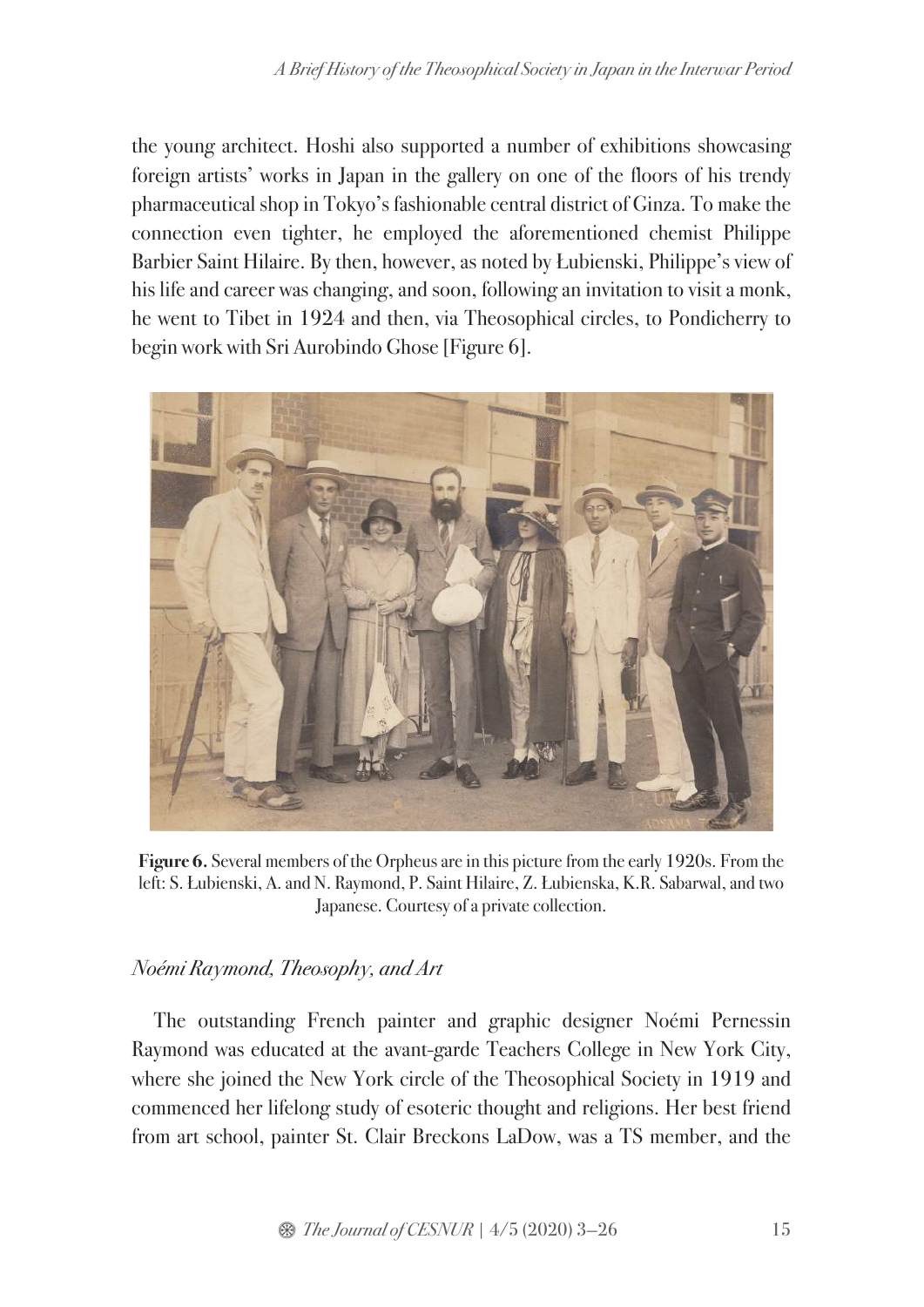the young architect. Hoshi also supported a number of exhibitions showcasing foreign artists' works in Japan in the gallery on one of the floors of his trendy pharmaceutical shop in Tokyo's fashionable central district of Ginza. To make the connection even tighter, he employed the aforementioned chemist Philippe Barbier Saint Hilaire. By then, however, as noted by Łubienski, Philippe's view of his life and career was changing, and soon, following an invitation to visit a monk, he went to Tibet in 1924 and then, via Theosophical circles, to Pondicherry to begin work with Sri Aurobindo Ghose [Figure 6].

**Figure 6.** Several members of the Orpheus are in this picture from the early 1920s. From the left: S. Łubienski, A. and N. Raymond, P. Saint Hilaire, Z. Łubienska, K.R. Sabarwal, and two Japanese. Courtesy of a private collection.

### *Noémi Raymond, Theosophy, and Art*

The outstanding French painter and graphic designer Noémi Pernessin Raymond was educated at the avant-garde Teachers College in New York City, where she joined the New York circle of the Theosophical Society in 1919 and commenced her lifelong study of esoteric thought and religions. Her best friend from art school, painter St. Clair Breckons LaDow, was a TS member, and the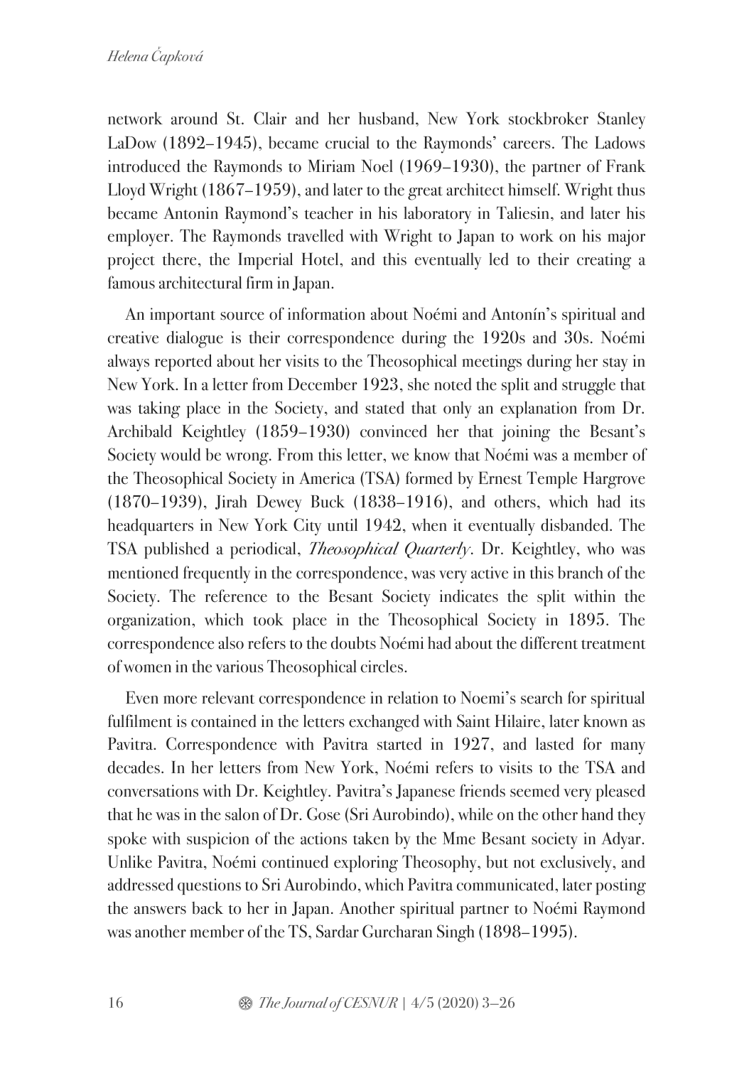network around St. Clair and her husband, New York stockbroker Stanley LaDow (1892–1945), became crucial to the Raymonds' careers. The Ladows introduced the Raymonds to Miriam Noel (1969–1930), the partner of Frank Lloyd Wright (1867–1959), and later to the great architect himself. Wright thus became Antonin Raymond's teacher in his laboratory in Taliesin, and later his employer. The Raymonds travelled with Wright to Japan to work on his major project there, the Imperial Hotel, and this eventually led to their creating a famous architectural firm in Japan.

An important source of information about Noémi and Antonín's spiritual and creative dialogue is their correspondence during the 1920s and 30s. Noémi always reported about her visits to the Theosophical meetings during her stay in New York. In a letter from December 1923, she noted the split and struggle that was taking place in the Society, and stated that only an explanation from Dr. Archibald Keightley (1859–1930) convinced her that joining the Besant's Society would be wrong. From this letter, we know that Noémi was a member of the Theosophical Society in America (TSA) formed by Ernest Temple Hargrove (1870–1939), Jirah Dewey Buck (1838–1916), and others, which had its headquarters in New York City until 1942, when it eventually disbanded. The TSA published a periodical, *Theosophical Quarterly*. Dr. Keightley, who was mentioned frequently in the correspondence, was very active in this branch of the Society. The reference to the Besant Society indicates the split within the organization, which took place in the Theosophical Society in 1895. The correspondence also refers to the doubts Noémi had about the different treatment of women in the various Theosophical circles.

Even more relevant correspondence in relation to Noemi's search for spiritual fulfilment is contained in the letters exchanged with Saint Hilaire, later known as Pavitra. Correspondence with Pavitra started in 1927, and lasted for many decades. In her letters from New York, Noémi refers to visits to the TSA and conversations with Dr. Keightley. Pavitra's Japanese friends seemed very pleased that he was in the salon of Dr. Gose (Sri Aurobindo), while on the other hand they spoke with suspicion of the actions taken by the Mme Besant society in Adyar. Unlike Pavitra, Noémi continued exploring Theosophy, but not exclusively, and addressed questions to Sri Aurobindo, which Pavitra communicated, later posting the answers back to her in Japan. Another spiritual partner to Noémi Raymond was another member of the TS, Sardar Gurcharan Singh (1898–1995).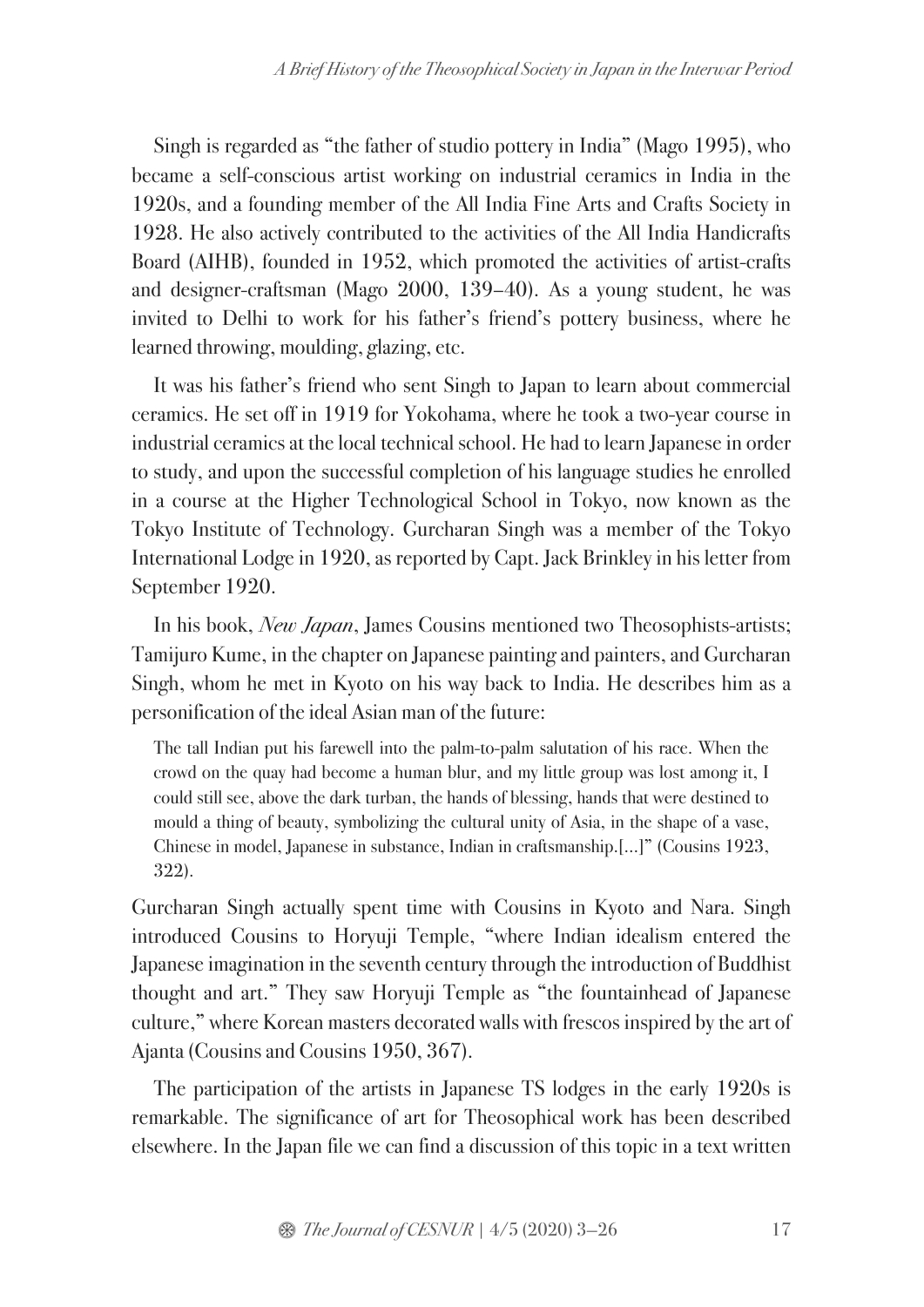Singh is regarded as "the father of studio pottery in India" (Mago 1995), who became a self-conscious artist working on industrial ceramics in India in the 1920s, and a founding member of the All India Fine Arts and Crafts Society in 1928. He also actively contributed to the activities of the All India Handicrafts Board (AIHB), founded in 1952, which promoted the activities of artist-crafts and designer-craftsman (Mago 2000, 139–40). As a young student, he was invited to Delhi to work for his father's friend's pottery business, where he learned throwing, moulding, glazing, etc.

It was his father's friend who sent Singh to Japan to learn about commercial ceramics. He set off in 1919 for Yokohama, where he took a two-year course in industrial ceramics at the local technical school. He had to learn Japanese in order to study, and upon the successful completion of his language studies he enrolled in a course at the Higher Technological School in Tokyo, now known as the Tokyo Institute of Technology. Gurcharan Singh was a member of the Tokyo International Lodge in 1920, as reported by Capt. Jack Brinkley in his letter from September 1920.

In his book, *New Japan*, James Cousins mentioned two Theosophists-artists; Tamijuro Kume, in the chapter on Japanese painting and painters, and Gurcharan Singh, whom he met in Kyoto on his way back to India. He describes him as a personification of the ideal Asian man of the future:

> The tall Indian put his farewell into the palm-to-palm salutation of his race. When the crowd on the quay had become a human blur, and my little group was lost among it, I could still see, above the dark turban, the hands of blessing, hands that were destined to mould a thing of beauty, symbolizing the cultural unity of Asia, in the shape of a vase, Chinese in model, Japanese in substance, Indian in craftsmanship.[...]" (Cousins 1923, 322).

Gurcharan Singh actually spent time with Cousins in Kyoto and Nara. Singh introduced Cousins to Horyuji Temple, "where Indian idealism entered the Japanese imagination in the seventh century through the introduction of Buddhist thought and art." They saw Horyuji Temple as "the fountainhead of Japanese culture," where Korean masters decorated walls with frescos inspired by the art of Ajanta (Cousins and Cousins 1950, 367).

The participation of the artists in Japanese TS lodges in the early 1920s is remarkable. The significance of art for Theosophical work has been described elsewhere. In the Japan file we can find a discussion of this topic in a text written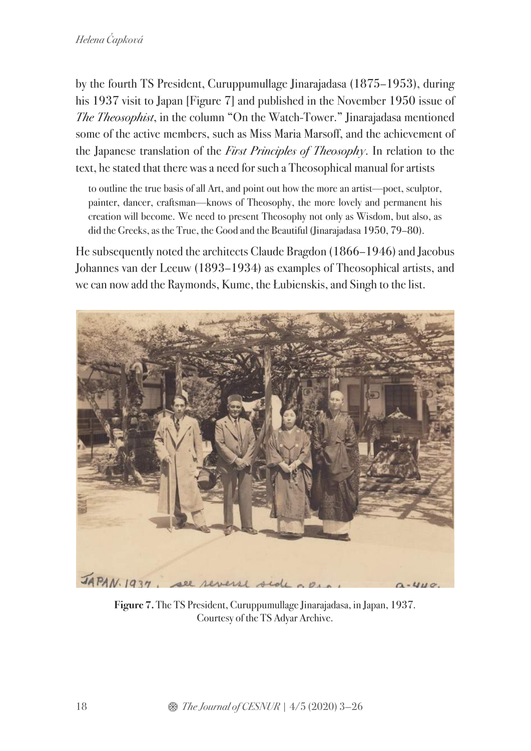by the fourth TS President, Curuppumullage Jinarajadasa (1875–1953), during his 1937 visit to Japan [Figure 7] and published in the November 1950 issue of *The Theosophist*, in the column "On the Watch-Tower." Jinarajadasa mentioned some of the active members, such as Miss Maria Marsoff, and the achievement of the Japanese translation of the *First Principles of Theosophy*. In relation to the text, he stated that there was a need for such a Theosophical manual for artists

> to outline the true basis of all Art, and point out how the more an artist—poet, sculptor, painter, dancer, craftsman—knows of Theosophy, the more lovely and permanent his creation will become. We need to present Theosophy not only as Wisdom, but also, as did the Greeks, as the True, the Good and the Beautiful (Jinarajadasa 1950, 79–80).

He subsequently noted the architects Claude Bragdon (1866–1946) and Jacobus Johannes van der Leeuw (1893–1934) as examples of Theosophical artists, and we can now add the Raymonds, Kume, the Łubienskis, and Singh to the list.

**Figure 7.** The TS President, Curuppumullage Jinarajadasa, in Japan, 1937. Courtesy of the TS Adyar Archive.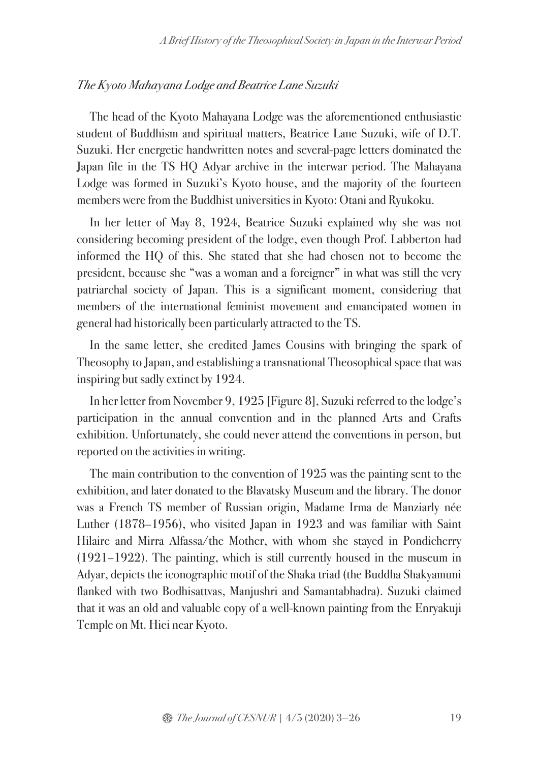### *The Kyoto Mahayana Lodge and Beatrice Lane Suzuki*

The head of the Kyoto Mahayana Lodge was the aforementioned enthusiastic student of Buddhism and spiritual matters, Beatrice Lane Suzuki, wife of D.T. Suzuki. Her energetic handwritten notes and several-page letters dominated the Japan file in the TS HQ Adyar archive in the interwar period. The Mahayana Lodge was formed in Suzuki's Kyoto house, and the majority of the fourteen members were from the Buddhist universities in Kyoto: Otani and Ryukoku.

In her letter of May 8, 1924, Beatrice Suzuki explained why she was not considering becoming president of the lodge, even though Prof. Labberton had informed the HQ of this. She stated that she had chosen not to become the president, because she "was a woman and a foreigner" in what was still the very patriarchal society of Japan. This is a significant moment, considering that members of the international feminist movement and emancipated women in general had historically been particularly attracted to the TS.

In the same letter, she credited James Cousins with bringing the spark of Theosophy to Japan, and establishing a transnational Theosophical space that was inspiring but sadly extinct by 1924.

In her letter from November 9, 1925 [Figure 8], Suzuki referred to the lodge's participation in the annual convention and in the planned Arts and Crafts exhibition. Unfortunately, she could never attend the conventions in person, but reported on the activities in writing.

The main contribution to the convention of 1925 was the painting sent to the exhibition, and later donated to the Blavatsky Museum and the library. The donor was a French TS member of Russian origin, Madame Irma de Manziarly née Luther (1878–1956), who visited Japan in 1923 and was familiar with Saint Hilaire and Mirra Alfassa/the Mother, with whom she stayed in Pondicherry (1921–1922). The painting, which is still currently housed in the museum in Adyar, depicts the iconographic motif of the Shaka triad (the Buddha Shakyamuni flanked with two Bodhisattvas, Manjushri and Samantabhadra). Suzuki claimed that it was an old and valuable copy of a well-known painting from the Enryakuji Temple on Mt. Hiei near Kyoto.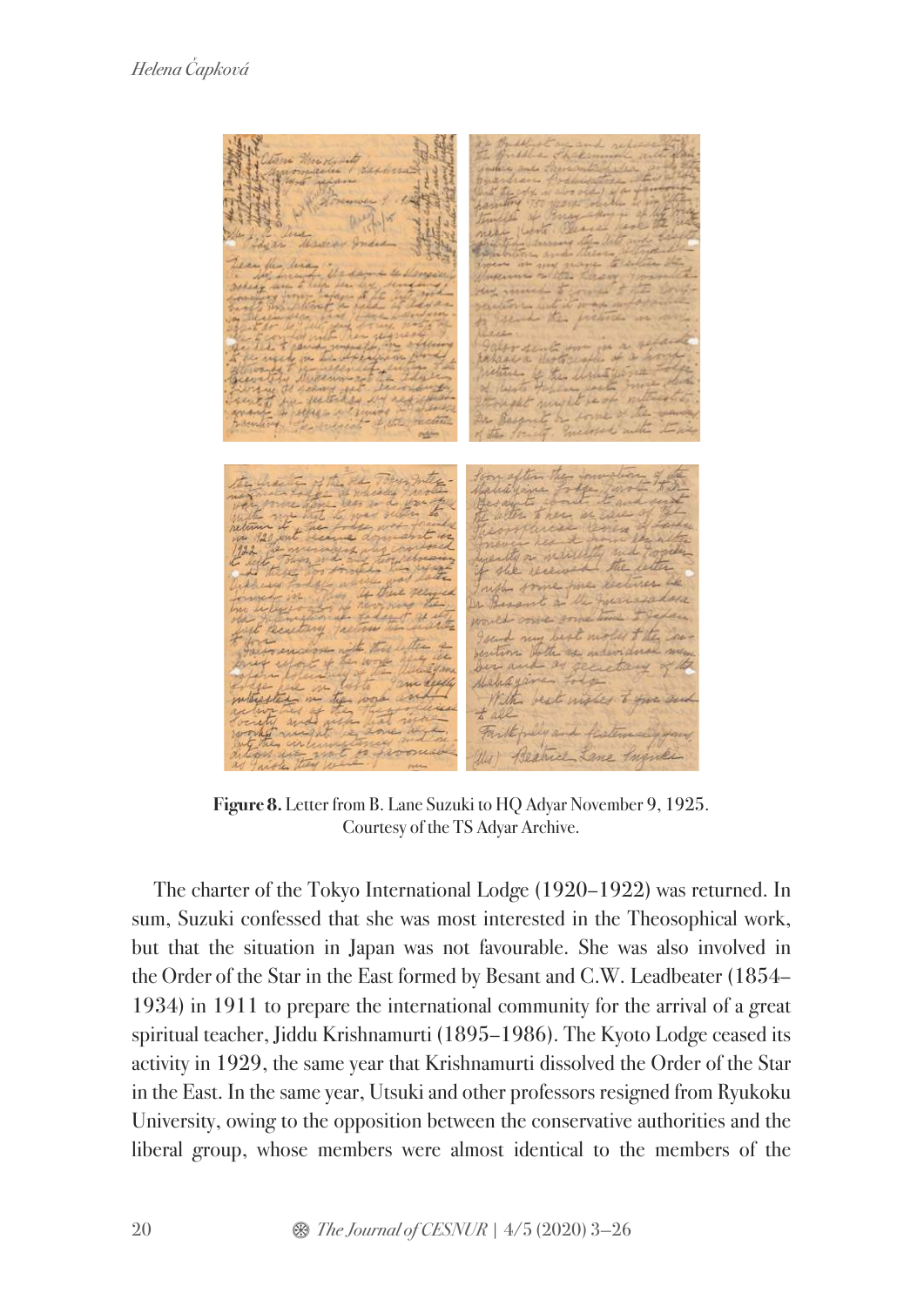**Figure 8.** Letter from B. Lane Suzuki to HQ Adyar November 9, 1925. Courtesy of the TS Adyar Archive.

The charter of the Tokyo International Lodge (1920–1922) was returned. In sum, Suzuki confessed that she was most interested in the Theosophical work, but that the situation in Japan was not favourable. She was also involved in the Order of the Star in the East formed by Besant and C.W. Leadbeater (1854–1934) in 1911 to prepare the international community for the arrival of a great spiritual teacher, Jiddu Krishnamurti (1895–1986). The Kyoto Lodge ceased its activity in 1929, the same year that Krishnamurti dissolved the Order of the Star in the East. In the same year, Utsuki and other professors resigned from Ryukoku University, owing to the opposition between the conservative authorities and the liberal group, whose members were almost identical to the members of the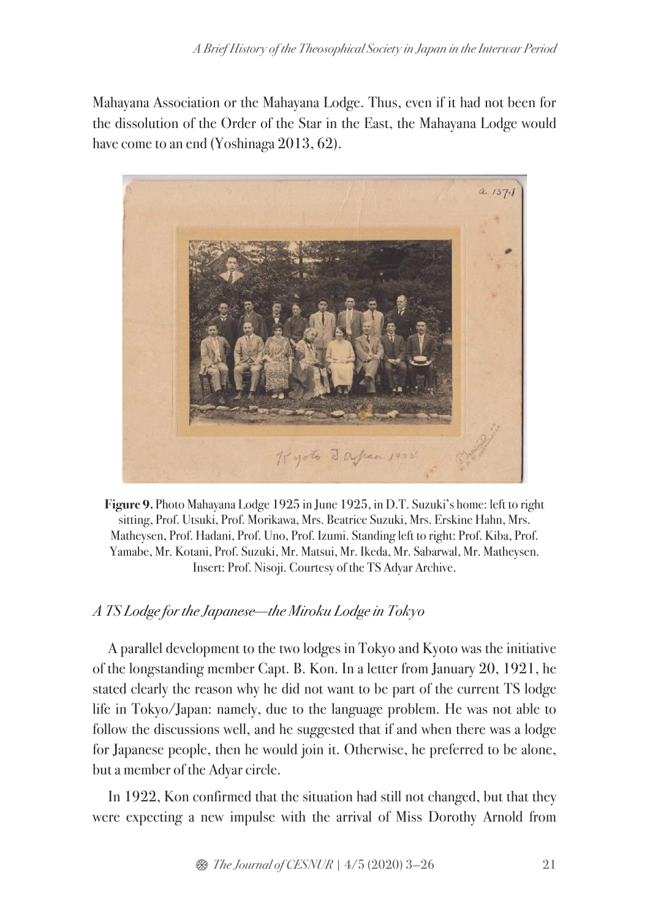Mahayana Association or the Mahayana Lodge. Thus, even if it had not been for the dissolution of the Order of the Star in the East, the Mahayana Lodge would have come to an end (Yoshinaga 2013, 62).

**Figure 9.** Photo Mahayana Lodge 1925 in June 1925, in D.T. Suzuki's home: left to right sitting, Prof. Utsuki, Prof. Morikawa, Mrs. Beatrice Suzuki, Mrs. Erskine Hahn, Mrs. Matheysen, Prof. Hadani, Prof. Uno, Prof. Izumi. Standing left to right: Prof. Kiba, Prof. Yamabe, Mr. Kotani, Prof. Suzuki, Mr. Matsui, Mr. Ikeda, Mr. Sabarwal, Mr. Matheysen. Insert: Prof. Nisoji. Courtesy of the TS Adyar Archive.

### *A TS Lodge for the Japanese—the Miroku Lodge in Tokyo*

A parallel development to the two lodges in Tokyo and Kyoto was the initiative of the longstanding member Capt. B. Kon. In a letter from January 20, 1921, he stated clearly the reason why he did not want to be part of the current TS lodge life in Tokyo/Japan: namely, due to the language problem. He was not able to follow the discussions well, and he suggested that if and when there was a lodge for Japanese people, then he would join it. Otherwise, he preferred to be alone, but a member of the Adyar circle.

In 1922, Kon confirmed that the situation had still not changed, but that they were expecting a new impulse with the arrival of Miss Dorothy Arnold from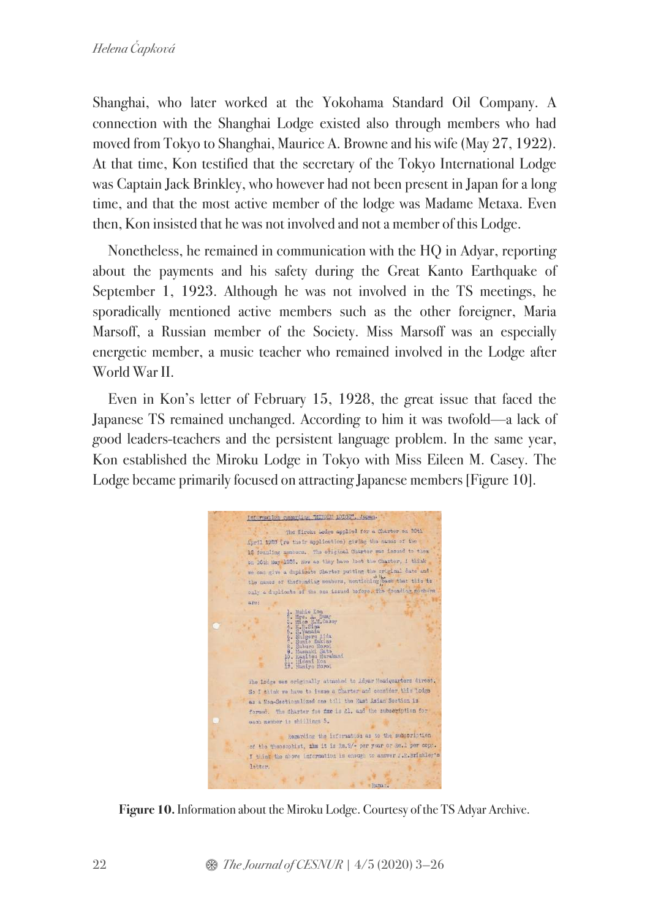Shanghai, who later worked at the Yokohama Standard Oil Company. A connection with the Shanghai Lodge existed also through members who had moved from Tokyo to Shanghai, Maurice A. Browne and his wife (May 27, 1922). At that time, Kon testified that the secretary of the Tokyo International Lodge was Captain Jack Brinkley, who however had not been present in Japan for a long time, and that the most active member of the lodge was Madame Metaxa. Even then, Kon insisted that he was not involved and not a member of this Lodge.

Nonetheless, he remained in communication with the HQ in Adyar, reporting about the payments and his safety during the Great Kanto Earthquake of September 1, 1923. Although he was not involved in the TS meetings, he sporadically mentioned active members such as the other foreigner, Maria Marsoff, a Russian member of the Society. Miss Marsoff was an especially energetic member, a music teacher who remained involved in the Lodge after World War II.

Even in Kon's letter of February 15, 1928, the great issue that faced the Japanese TS remained unchanged. According to him it was twofold—a lack of good leaders-teachers and the persistent language problem. In the same year, Kon established the Miroku Lodge in Tokyo with Miss Eileen M. Casey. The Lodge became primarily focused on attracting Japanese members [Figure 10].

**Figure 10.** Information about the Miroku Lodge. Courtesy of the TS Adyar Archive.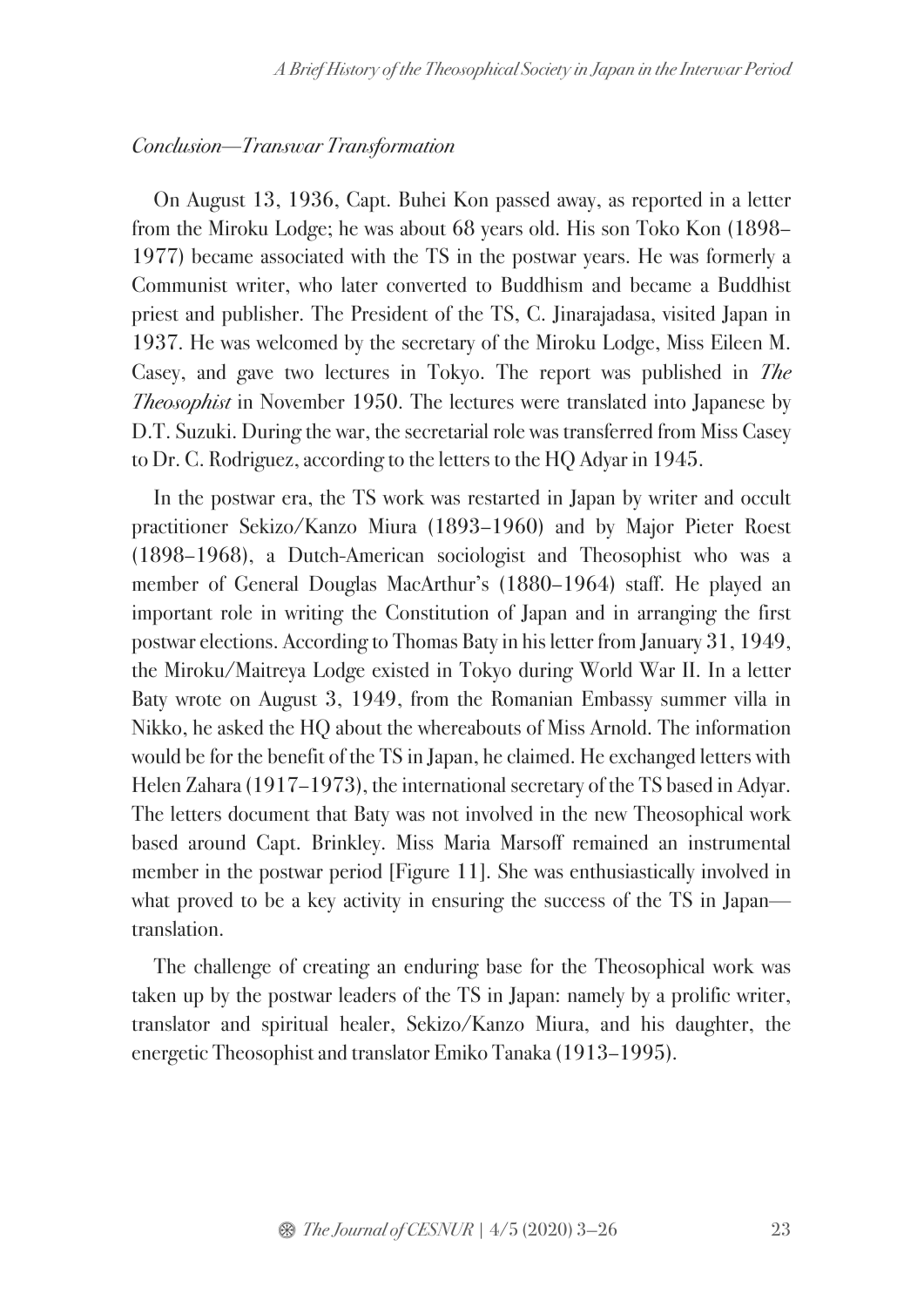*Conclusion—Transwar Transformation*

On August 13, 1936, Capt. Buhei Kon passed away, as reported in a letter from the Miroku Lodge; he was about 68 years old. His son Toko Kon (1898–1977) became associated with the TS in the postwar years. He was formerly a Communist writer, who later converted to Buddhism and became a Buddhist priest and publisher. The President of the TS, C. Jinarajadasa, visited Japan in 1937. He was welcomed by the secretary of the Miroku Lodge, Miss Eileen M. Casey, and gave two lectures in Tokyo. The report was published in *The Theosophist* in November 1950. The lectures were translated into Japanese by D.T. Suzuki. During the war, the secretarial role was transferred from Miss Casey to Dr. C. Rodriguez, according to the letters to the HQ Adyar in 1945.

In the postwar era, the TS work was restarted in Japan by writer and occult practitioner Sekizo/Kanzo Miura (1893–1960) and by Major Pieter Roest (1898–1968), a Dutch-American sociologist and Theosophist who was a member of General Douglas MacArthur's (1880–1964) staff. He played an important role in writing the Constitution of Japan and in arranging the first postwar elections. According to Thomas Baty in his letter from January 31, 1949, the Miroku/Maitreya Lodge existed in Tokyo during World War II. In a letter Baty wrote on August 3, 1949, from the Romanian Embassy summer villa in Nikko, he asked the HQ about the whereabouts of Miss Arnold. The information would be for the benefit of the TS in Japan, he claimed. He exchanged letters with Helen Zahara (1917–1973), the international secretary of the TS based in Adyar. The letters document that Baty was not involved in the new Theosophical work based around Capt. Brinkley. Miss Maria Marsoff remained an instrumental member in the postwar period [Figure 11]. She was enthusiastically involved in what proved to be a key activity in ensuring the success of the TS in Japan—translation.

The challenge of creating an enduring base for the Theosophical work was taken up by the postwar leaders of the TS in Japan: namely by a prolific writer, translator and spiritual healer, Sekizo/Kanzo Miura, and his daughter, the energetic Theosophist and translator Emiko Tanaka (1913–1995).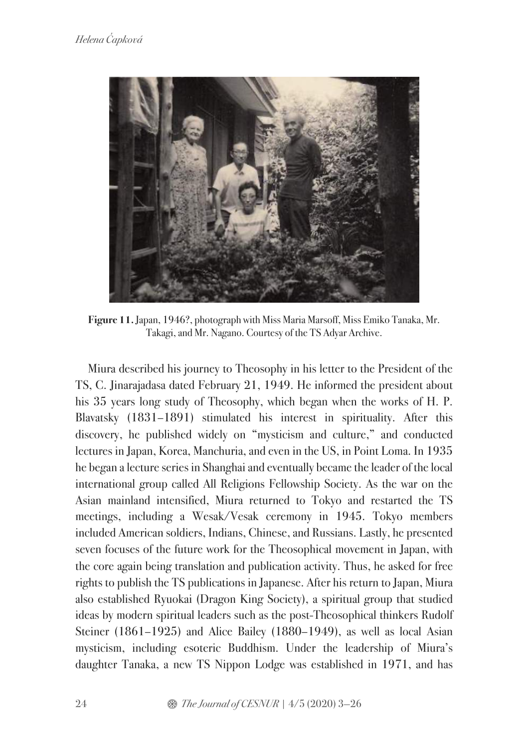**Figure 11.** Japan, 1946?, photograph with Miss Maria Marsoff, Miss Emiko Tanaka, Mr. Takagi, and Mr. Nagano. Courtesy of the TS Adyar Archive.

Miura described his journey to Theosophy in his letter to the President of the TS, C. Jinarajadasa dated February 21, 1949. He informed the president about his 35 years long study of Theosophy, which began when the works of H. P. Blavatsky (1831–1891) stimulated his interest in spirituality. After this discovery, he published widely on "mysticism and culture," and conducted lectures in Japan, Korea, Manchuria, and even in the US, in Point Loma. In 1935 he began a lecture series in Shanghai and eventually became the leader of the local international group called All Religions Fellowship Society. As the war on the Asian mainland intensified, Miura returned to Tokyo and restarted the TS meetings, including a Wesak/Vesak ceremony in 1945. Tokyo members included American soldiers, Indians, Chinese, and Russians. Lastly, he presented seven focuses of the future work for the Theosophical movement in Japan, with the core again being translation and publication activity. Thus, he asked for free rights to publish the TS publications in Japanese. After his return to Japan, Miura also established Ryuokai (Dragon King Society), a spiritual group that studied ideas by modern spiritual leaders such as the post-Theosophical thinkers Rudolf Steiner (1861–1925) and Alice Bailey (1880–1949), as well as local Asian mysticism, including esoteric Buddhism. Under the leadership of Miura's daughter Tanaka, a new TS Nippon Lodge was established in 1971, and has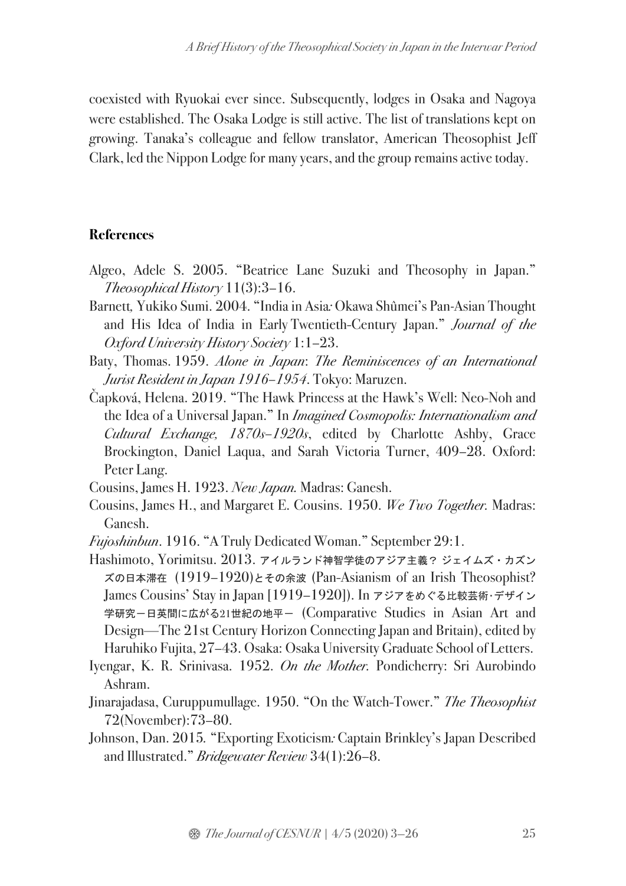coexisted with Ryuokai ever since. Subsequently, lodges in Osaka and Nagoya were established. The Osaka Lodge is still active. The list of translations kept on growing. Tanaka's colleague and fellow translator, American Theosophist Jeff Clark, led the Nippon Lodge for many years, and the group remains active today.

**References**

Algeo, Adele S. 2005. "Beatrice Lane Suzuki and Theosophy in Japan." *Theosophical History* 11(3):3–16.

Barnett, Yukiko Sumi. 2004. "India in Asia: Okawa Shûmei's Pan-Asian Thought and His Idea of India in Early Twentieth-Century Japan." *Journal of the Oxford University History Society* 1:1–23.

Baty, Thomas. 1959. *Alone in Japan*: *The Reminiscences of an International Jurist Resident in Japan 1916–1954*. Tokyo: Maruzen.

Čapková, Helena. 2019. "The Hawk Princess at the Hawk's Well: Neo-Noh and the Idea of a Universal Japan." In *Imagined Cosmopolis: Internationalism and Cultural Exchange, 1870s–1920s*, edited by Charlotte Ashby, Grace Brockington, Daniel Laqua, and Sarah Victoria Turner, 409–28. Oxford: Peter Lang.

Cousins, James H. 1923. *New Japan.* Madras: Ganesh.

Cousins, James H., and Margaret E. Cousins. 1950. *We Two Together.* Madras: Ganesh.

*Fujoshinbun*. 1916. "A Truly Dedicated Woman." September 29:1.

Hashimoto, Yorimitsu. 2013. アイルランド神智学徒のアジア主義？ ジェイムズ・カズンズの日本滞在 (1919–1920)とその余波 (Pan-Asianism of an Irish Theosophist? James Cousins' Stay in Japan [1919–1920]). In アジアをめぐる比較芸術･デザイン学研究－日英間に広がる21世紀の地平－ (Comparative Studies in Asian Art and Design—The 21st Century Horizon Connecting Japan and Britain), edited by Haruhiko Fujita, 27–43. Osaka: Osaka University Graduate School of Letters.

Iyengar, K. R. Srinivasa. 1952. *On the Mother.* Pondicherry: Sri Aurobindo Ashram.

Jinarajadasa, Curuppumullage. 1950. "On the Watch-Tower." *The Theosophist* 72(November):73–80.

Johnson, Dan. 2015. "Exporting Exoticism: Captain Brinkley's Japan Described and Illustrated." *Bridgewater Review* 34(1):26–8.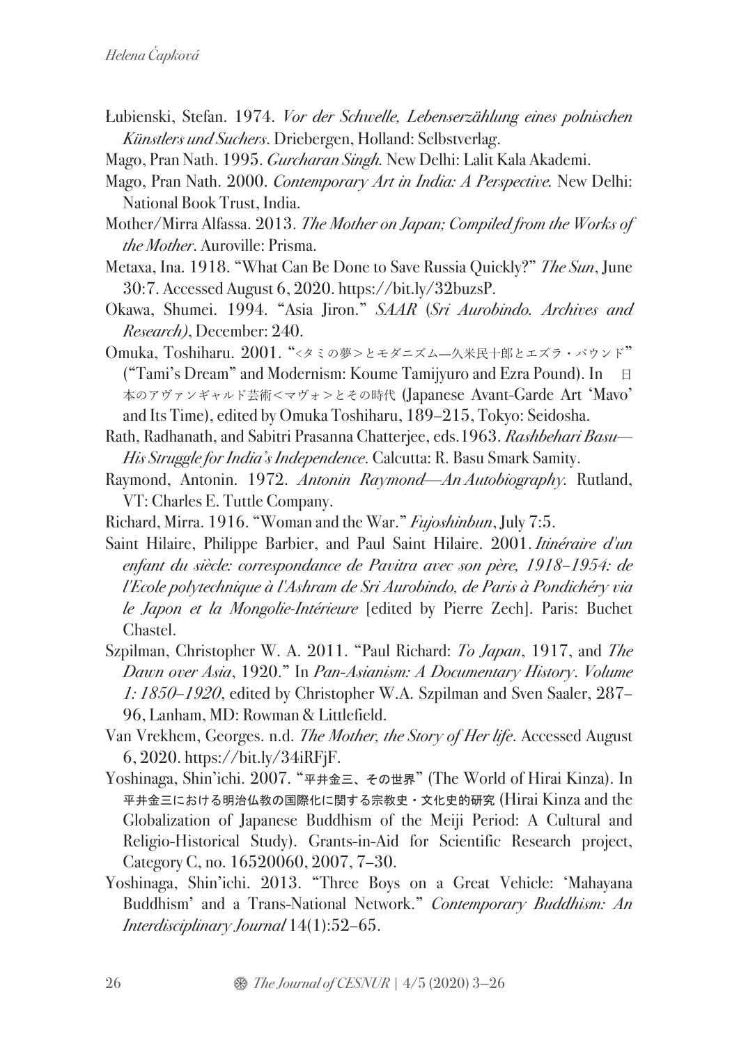Łubienski, Stefan. 1974. *Vor der Schwelle, Lebenserzählung eines polnischen Künstlers und Suchers*. Driebergen, Holland: Selbstverlag.

Mago, Pran Nath. 1995. *Gurcharan Singh.* New Delhi: Lalit Kala Akademi.

Mago, Pran Nath. 2000. *Contemporary Art in India: A Perspective.* New Delhi: National Book Trust, India.

Mother/Mirra Alfassa. 2013. *The Mother on Japan; Compiled from the Works of the Mother*. Auroville: Prisma.

Metaxa, Ina. 1918. "What Can Be Done to Save Russia Quickly?" *The Sun*, June 30:7. Accessed August 6, 2020. https://bit.ly/32buzsP.

Okawa, Shumei. 1994. "Asia Jiron." *SAAR* (*Sri Aurobindo. Archives and Research)*, December: 240.

Omuka, Toshiharu. 2001. "<タミの夢>とモダニズム—久米民十郎とエズラ・パウンド" ("Tami's Dream" and Modernism: Koume Tamijyuro and Ezra Pound). In 日本のアヴァンギャルド芸術<マヴォ>とその時代 (Japanese Avant-Garde Art 'Mavo' and Its Time), edited by Omuka Toshiharu, 189–215, Tokyo: Seidosha.

Rath, Radhanath, and Sabitri Prasanna Chatterjee, eds.1963. *Rashbehari Basu—His Struggle for India's Independence*. Calcutta: R. Basu Smark Samity.

Raymond, Antonin. 1972. *Antonin Raymond—An Autobiography.* Rutland, VT: Charles E. Tuttle Company.

Richard, Mirra. 1916. "Woman and the War." *Fujoshinbun*, July 7:5.

Saint Hilaire, Philippe Barbier, and Paul Saint Hilaire. 2001. *Itinéraire d'un enfant du siècle: correspondance de Pavitra avec son père, 1918–1954: de l'Ecole polytechnique à l'Ashram de Sri Aurobindo, de Paris à Pondichéry via le Japon et la Mongolie-Intérieure* [edited by Pierre Zech]. Paris: Buchet Chastel.

Szpilman, Christopher W. A. 2011. "Paul Richard: *To Japan*, 1917, and *The Dawn over Asia*, 1920." In *Pan-Asianism: A Documentary History*. *Volume 1: 1850–1920*, edited by Christopher W.A. Szpilman and Sven Saaler, 287–96, Lanham, MD: Rowman & Littlefield.

Van Vrekhem, Georges. n.d. *The Mother, the Story of Her life*. Accessed August 6, 2020. https://bit.ly/34iRFjF.

Yoshinaga, Shin'ichi. 2007. "平井金三、その世界" (The World of Hirai Kinza). In 平井金三における明治仏教の国際化に関する宗教史・文化史的研究 (Hirai Kinza and the Globalization of Japanese Buddhism of the Meiji Period: A Cultural and Religio-Historical Study). Grants-in-Aid for Scientific Research project, Category C, no. 16520060, 2007, 7–30.

Yoshinaga, Shin'ichi. 2013. "Three Boys on a Great Vehicle: 'Mahayana Buddhism' and a Trans-National Network." *Contemporary Buddhism: An Interdisciplinary Journal* 14(1):52–65.